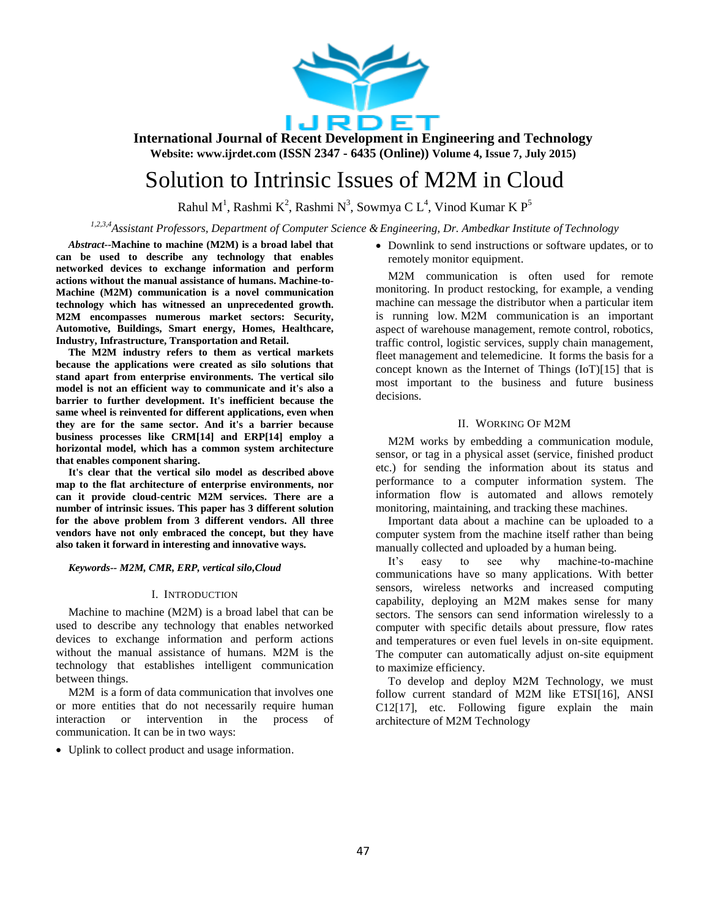# Solution to Intrinsic Issues of M2M in Cloud

Rahul M[1], Rashmi K[2], Rashmi N[3], Sowmya C L[4], Vinod Kumar K P[5]

[1,2,3,4]*Assistant Professors, Department of Computer Science & Engineering, Dr. Ambedkar Institute of Technology*

***Abstract*--Machine to machine (M2M) is a broad label that can be used to describe any technology that enables networked devices to exchange information and perform actions without the manual assistance of humans. Machine-to-Machine (M2M) communication is a novel communication technology which has witnessed an unprecedented growth. M2M encompasses numerous market sectors: Security, Automotive, Buildings, Smart energy, Homes, Healthcare, Industry, Infrastructure, Transportation and Retail.**

**The M2M industry refers to them as vertical markets because the applications were created as silo solutions that stand apart from enterprise environments. The vertical silo model is not an efficient way to communicate and it's also a barrier to further development. It's inefficient because the same wheel is reinvented for different applications, even when they are for the same sector. And it's a barrier because business processes like CRM[14] and ERP[14] employ a horizontal model, which has a common system architecture that enables component sharing.**

**It's clear that the vertical silo model as described above map to the flat architecture of enterprise environments, nor can it provide cloud-centric M2M services. There are a number of intrinsic issues. This paper has 3 different solution for the above problem from 3 different vendors. All three vendors have not only embraced the concept, but they have also taken it forward in interesting and innovative ways.**

***Keywords-- M2M, CMR, ERP, vertical silo,Cloud***

## I. Introduction

Machine to machine (M2M) is a broad label that can be used to describe any technology that enables networked devices to exchange information and perform actions without the manual assistance of humans. M2M is the technology that establishes intelligent communication between things.

M2M is a form of data communication that involves one or more entities that do not necessarily require human interaction or intervention in the process of communication. It can be in two ways:

- Uplink to collect product and usage information.
- Downlink to send instructions or software updates, or to remotely monitor equipment.

M2M communication is often used for remote monitoring. In product restocking, for example, a vending machine can message the distributor when a particular item is running low. M2M communication is an important aspect of warehouse management, remote control, robotics, traffic control, logistic services, supply chain management, fleet management and telemedicine. It forms the basis for a concept known as the Internet of Things (IoT)[15] that is most important to the business and future business decisions.

## II. Working Of M2M

M2M works by embedding a communication module, sensor, or tag in a physical asset (service, finished product etc.) for sending the information about its status and performance to a computer information system. The information flow is automated and allows remotely monitoring, maintaining, and tracking these machines.

Important data about a machine can be uploaded to a computer system from the machine itself rather than being manually collected and uploaded by a human being.

It's easy to see why machine-to-machine communications have so many applications. With better sensors, wireless networks and increased computing capability, deploying an M2M makes sense for many sectors. The sensors can send information wirelessly to a computer with specific details about pressure, flow rates and temperatures or even fuel levels in on-site equipment. The computer can automatically adjust on-site equipment to maximize efficiency.

To develop and deploy M2M Technology, we must follow current standard of M2M like ETSI[16], ANSI C12[17], etc. Following figure explain the main architecture of M2M Technology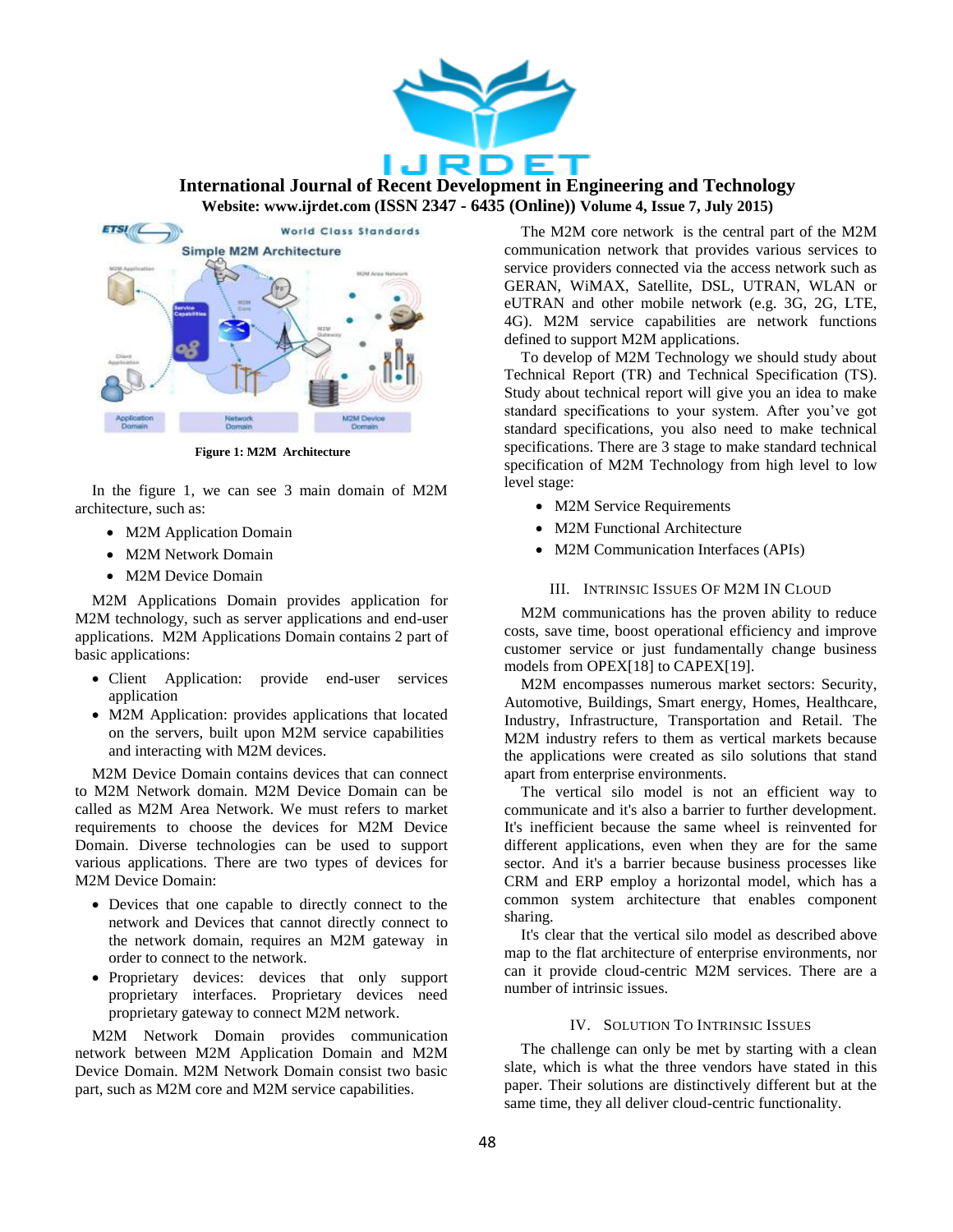**Figure 1: M2M Architecture**

In the figure 1, we can see 3 main domain of M2M architecture, such as:

- M2M Application Domain
- M2M Network Domain
- M2M Device Domain

M2M Applications Domain provides application for M2M technology, such as server applications and end-user applications. M2M Applications Domain contains 2 part of basic applications:

- Client Application: provide end-user services application
- M2M Application: provides applications that located on the servers, built upon M2M service capabilities and interacting with M2M devices.

M2M Device Domain contains devices that can connect to M2M Network domain. M2M Device Domain can be called as M2M Area Network. We must refers to market requirements to choose the devices for M2M Device Domain. Diverse technologies can be used to support various applications. There are two types of devices for M2M Device Domain:

- Devices that one capable to directly connect to the network and Devices that cannot directly connect to the network domain, requires an M2M gateway in order to connect to the network.
- Proprietary devices: devices that only support proprietary interfaces. Proprietary devices need proprietary gateway to connect M2M network.

M2M Network Domain provides communication network between M2M Application Domain and M2M Device Domain. M2M Network Domain consist two basic part, such as M2M core and M2M service capabilities.

The M2M core network is the central part of the M2M communication network that provides various services to service providers connected via the access network such as GERAN, WiMAX, Satellite, DSL, UTRAN, WLAN or eUTRAN and other mobile network (e.g. 3G, 2G, LTE, 4G). M2M service capabilities are network functions defined to support M2M applications.

To develop of M2M Technology we should study about Technical Report (TR) and Technical Specification (TS). Study about technical report will give you an idea to make standard specifications to your system. After you've got standard specifications, you also need to make technical specifications. There are 3 stage to make standard technical specification of M2M Technology from high level to low level stage:

- M2M Service Requirements
- M2M Functional Architecture
- M2M Communication Interfaces (APIs)

## III. Intrinsic Issues Of M2M In Cloud

M2M communications has the proven ability to reduce costs, save time, boost operational efficiency and improve customer service or just fundamentally change business models from OPEX[18] to CAPEX[19].

M2M encompasses numerous market sectors: Security, Automotive, Buildings, Smart energy, Homes, Healthcare, Industry, Infrastructure, Transportation and Retail. The M2M industry refers to them as vertical markets because the applications were created as silo solutions that stand apart from enterprise environments.

The vertical silo model is not an efficient way to communicate and it's also a barrier to further development. It's inefficient because the same wheel is reinvented for different applications, even when they are for the same sector. And it's a barrier because business processes like CRM and ERP employ a horizontal model, which has a common system architecture that enables component sharing.

It's clear that the vertical silo model as described above map to the flat architecture of enterprise environments, nor can it provide cloud-centric M2M services. There are a number of intrinsic issues.

## IV. Solution To Intrinsic Issues

The challenge can only be met by starting with a clean slate, which is what the three vendors have stated in this paper. Their solutions are distinctively different but at the same time, they all deliver cloud-centric functionality.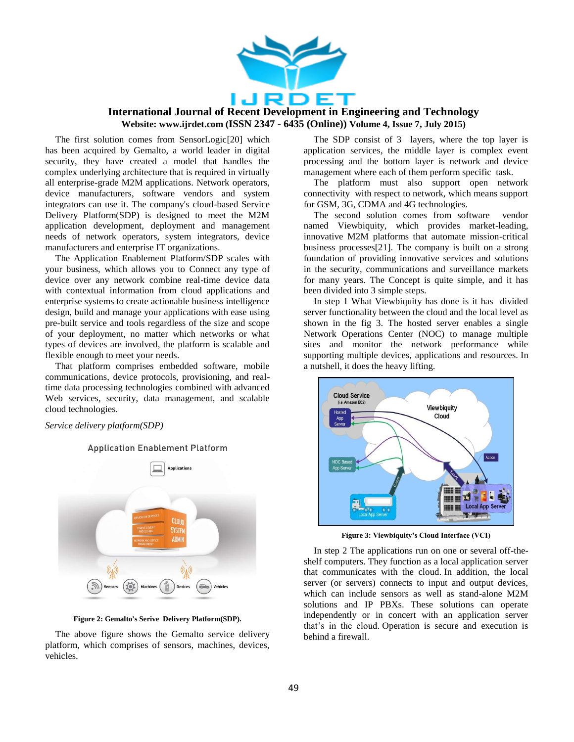The first solution comes from SensorLogic[20] which has been acquired by Gemalto, a world leader in digital security, they have created a model that handles the complex underlying architecture that is required in virtually all enterprise-grade M2M applications. Network operators, device manufacturers, software vendors and system integrators can use it. The company's cloud-based Service Delivery Platform(SDP) is designed to meet the M2M application development, deployment and management needs of network operators, system integrators, device manufacturers and enterprise IT organizations.

The Application Enablement Platform/SDP scales with your business, which allows you to Connect any type of device over any network combine real-time device data with contextual information from cloud applications and enterprise systems to create actionable business intelligence design, build and manage your applications with ease using pre-built service and tools regardless of the size and scope of your deployment, no matter which networks or what types of devices are involved, the platform is scalable and flexible enough to meet your needs.

That platform comprises embedded software, mobile communications, device protocols, provisioning, and real-time data processing technologies combined with advanced Web services, security, data management, and scalable cloud technologies.

*Service delivery platform(SDP)*

**Figure 2: Gemalto's Serive Delivery Platform(SDP).**

The above figure shows the Gemalto service delivery platform, which comprises of sensors, machines, devices, vehicles.

The SDP consist of 3 layers, where the top layer is application services, the middle layer is complex event processing and the bottom layer is network and device management where each of them perform specific task.

The platform must also support open network connectivity with respect to network, which means support for GSM, 3G, CDMA and 4G technologies.

The second solution comes from software vendor named Viewbiquity, which provides market-leading, innovative M2M platforms that automate mission-critical business processes[21]. The company is built on a strong foundation of providing innovative services and solutions in the security, communications and surveillance markets for many years. The Concept is quite simple, and it has been divided into 3 simple steps.

In step 1 What Viewbiquity has done is it has divided server functionality between the cloud and the local level as shown in the fig 3. The hosted server enables a single Network Operations Center (NOC) to manage multiple sites and monitor the network performance while supporting multiple devices, applications and resources. In a nutshell, it does the heavy lifting.

**Figure 3: Viewbiquity's Cloud Interface (VCI)**

In step 2 The applications run on one or several off-the-shelf computers. They function as a local application server that communicates with the cloud. In addition, the local server (or servers) connects to input and output devices, which can include sensors as well as stand-alone M2M solutions and IP PBXs. These solutions can operate independently or in concert with an application server that's in the cloud. Operation is secure and execution is behind a firewall.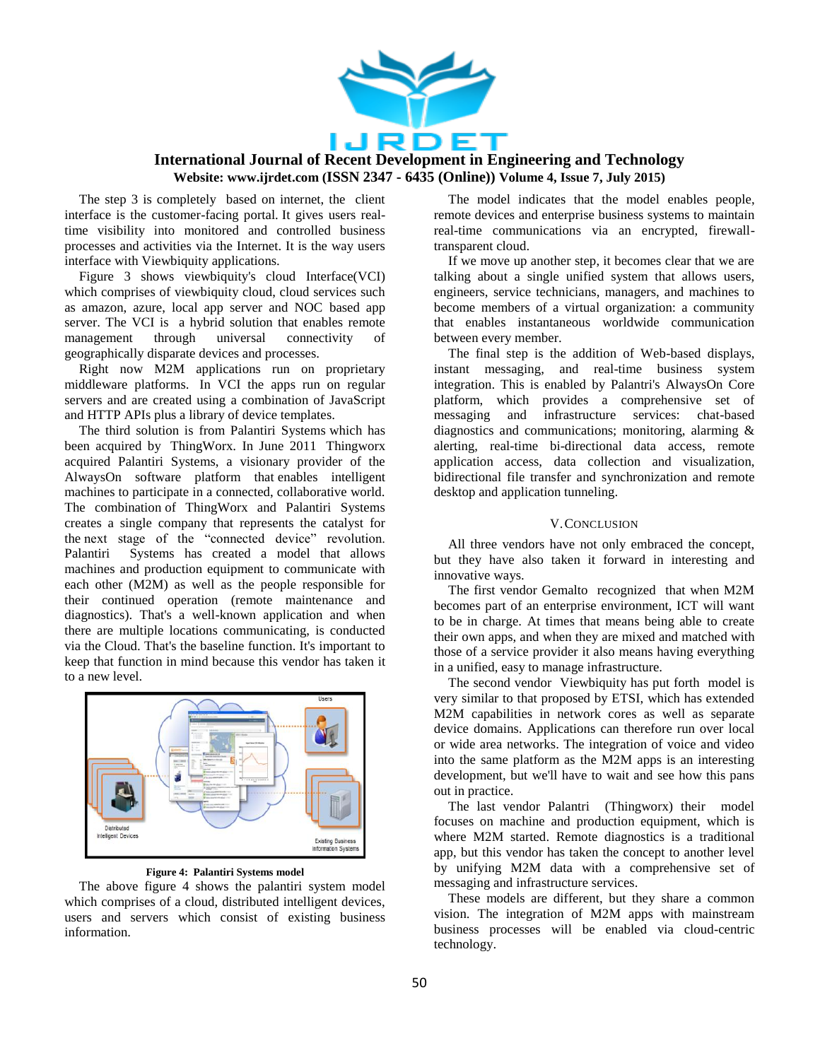The step 3 is completely based on internet, the client interface is the customer-facing portal. It gives users real-time visibility into monitored and controlled business processes and activities via the Internet. It is the way users interface with Viewbiquity applications.

Figure 3 shows viewbiquity's cloud Interface(VCI) which comprises of viewbiquity cloud, cloud services such as amazon, azure, local app server and NOC based app server. The VCI is a hybrid solution that enables remote management through universal connectivity of geographically disparate devices and processes.

Right now M2M applications run on proprietary middleware platforms. In VCI the apps run on regular servers and are created using a combination of JavaScript and HTTP APIs plus a library of device templates.

The third solution is from Palantiri Systems which has been acquired by ThingWorx. In June 2011 Thingworx acquired Palantiri Systems, a visionary provider of the AlwaysOn software platform that enables intelligent machines to participate in a connected, collaborative world. The combination of ThingWorx and Palantiri Systems creates a single company that represents the catalyst for the next stage of the "connected device" revolution. Palantiri Systems has created a model that allows machines and production equipment to communicate with each other (M2M) as well as the people responsible for their continued operation (remote maintenance and diagnostics). That's a well-known application and when there are multiple locations communicating, is conducted via the Cloud. That's the baseline function. It's important to keep that function in mind because this vendor has taken it to a new level.

**Figure 4: Palantiri Systems model**

The above figure 4 shows the palantiri system model which comprises of a cloud, distributed intelligent devices, users and servers which consist of existing business information.

The model indicates that the model enables people, remote devices and enterprise business systems to maintain real-time communications via an encrypted, firewall-transparent cloud.

If we move up another step, it becomes clear that we are talking about a single unified system that allows users, engineers, service technicians, managers, and machines to become members of a virtual organization: a community that enables instantaneous worldwide communication between every member.

The final step is the addition of Web-based displays, instant messaging, and real-time business system integration. This is enabled by Palantri's AlwaysOn Core platform, which provides a comprehensive set of messaging and infrastructure services: chat-based diagnostics and communications; monitoring, alarming & alerting, real-time bi-directional data access, remote application access, data collection and visualization, bidirectional file transfer and synchronization and remote desktop and application tunneling.

## V. CONCLUSION

All three vendors have not only embraced the concept, but they have also taken it forward in interesting and innovative ways.

The first vendor Gemalto recognized that when M2M becomes part of an enterprise environment, ICT will want to be in charge. At times that means being able to create their own apps, and when they are mixed and matched with those of a service provider it also means having everything in a unified, easy to manage infrastructure.

The second vendor Viewbiquity has put forth model is very similar to that proposed by ETSI, which has extended M2M capabilities in network cores as well as separate device domains. Applications can therefore run over local or wide area networks. The integration of voice and video into the same platform as the M2M apps is an interesting development, but we'll have to wait and see how this pans out in practice.

The last vendor Palantri (Thingworx) their model focuses on machine and production equipment, which is where M2M started. Remote diagnostics is a traditional app, but this vendor has taken the concept to another level by unifying M2M data with a comprehensive set of messaging and infrastructure services.

These models are different, but they share a common vision. The integration of M2M apps with mainstream business processes will be enabled via cloud-centric technology.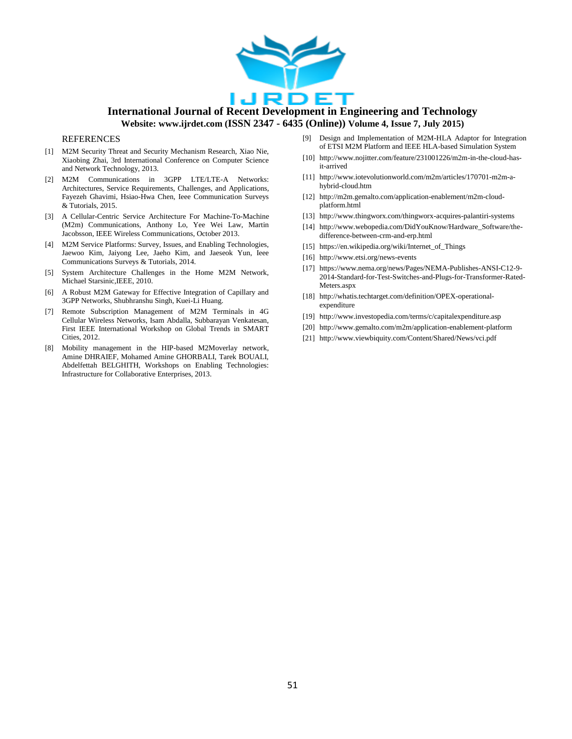## REFERENCES

[1] M2M Security Threat and Security Mechanism Research, Xiao Nie, Xiaobing Zhai, 3rd International Conference on Computer Science and Network Technology, 2013.

[2] M2M Communications in 3GPP LTE/LTE-A Networks: Architectures, Service Requirements, Challenges, and Applications, Fayezeh Ghavimi, Hsiao-Hwa Chen, Ieee Communication Surveys & Tutorials, 2015.

[3] A Cellular-Centric Service Architecture For Machine-To-Machine (M2m) Communications, Anthony Lo, Yee Wei Law, Martin Jacobsson, IEEE Wireless Communications, October 2013.

[4] M2M Service Platforms: Survey, Issues, and Enabling Technologies, Jaewoo Kim, Jaiyong Lee, Jaeho Kim, and Jaeseok Yun, Ieee Communications Surveys & Tutorials, 2014.

[5] System Architecture Challenges in the Home M2M Network, Michael Starsinic,IEEE, 2010.

[6] A Robust M2M Gateway for Effective Integration of Capillary and 3GPP Networks, Shubhranshu Singh, Kuei-Li Huang.

[7] Remote Subscription Management of M2M Terminals in 4G Cellular Wireless Networks, Isam Abdalla, Subbarayan Venkatesan, First IEEE International Workshop on Global Trends in SMART Cities, 2012.

[8] Mobility management in the HIP-based M2Moverlay network, Amine DHRAIEF, Mohamed Amine GHORBALI, Tarek BOUALI, Abdelfettah BELGHITH, Workshops on Enabling Technologies: Infrastructure for Collaborative Enterprises, 2013.

[9] Design and Implementation of M2M-HLA Adaptor for Integration of ETSI M2M Platform and IEEE HLA-based Simulation System

[10] http://www.nojitter.com/feature/231001226/m2m-in-the-cloud-has-it-arrived

[11] http://www.iotevolutionworld.com/m2m/articles/170701-m2m-a-hybrid-cloud.htm

[12] http://m2m.gemalto.com/application-enablement/m2m-cloud-platform.html

[13] http://www.thingworx.com/thingworx-acquires-palantiri-systems

[14] http://www.webopedia.com/DidYouKnow/Hardware_Software/the-difference-between-crm-and-erp.html

[15] https://en.wikipedia.org/wiki/Internet_of_Things

[16] http://www.etsi.org/news-events

[17] https://www.nema.org/news/Pages/NEMA-Publishes-ANSI-C12-9-2014-Standard-for-Test-Switches-and-Plugs-for-Transformer-Rated-Meters.aspx

[18] http://whatis.techtarget.com/definition/OPEX-operational-expenditure

[19] http://www.investopedia.com/terms/c/capitalexpenditure.asp

[20] http://www.gemalto.com/m2m/application-enablement-platform

[21] http://www.viewbiquity.com/Content/Shared/News/vci.pdf